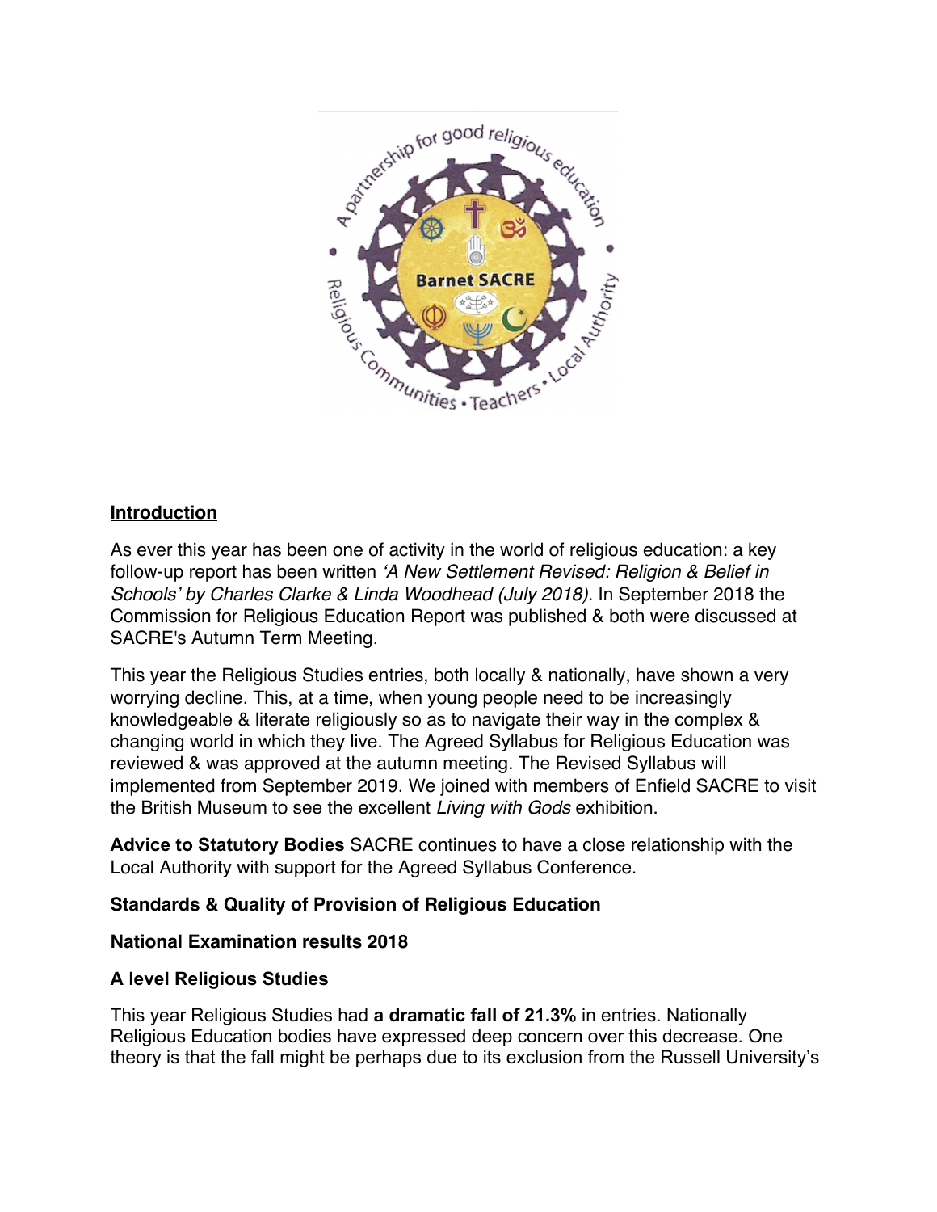## Introduction

As ever this year has been one of activity in the world of religious education: a key follow-up report has been written *'A New Settlement Revised: Religion & Belief in Schools' by Charles Clarke & Linda Woodhead (July 2018).* In September 2018 the Commission for Religious Education Report was published & both were discussed at SACRE's Autumn Term Meeting.

This year the Religious Studies entries, both locally & nationally, have shown a very worrying decline. This, at a time, when young people need to be increasingly knowledgeable & literate religiously so as to navigate their way in the complex & changing world in which they live. The Agreed Syllabus for Religious Education was reviewed & was approved at the autumn meeting. The Revised Syllabus will implemented from September 2019. We joined with members of Enfield SACRE to visit the British Museum to see the excellent *Living with Gods* exhibition.

**Advice to Statutory Bodies** SACRE continues to have a close relationship with the Local Authority with support for the Agreed Syllabus Conference.

**Standards & Quality of Provision of Religious Education**

**National Examination results 2018**

**A level Religious Studies**

This year Religious Studies had **a dramatic fall of 21.3%** in entries. Nationally Religious Education bodies have expressed deep concern over this decrease. One theory is that the fall might be perhaps due to its exclusion from the Russell University's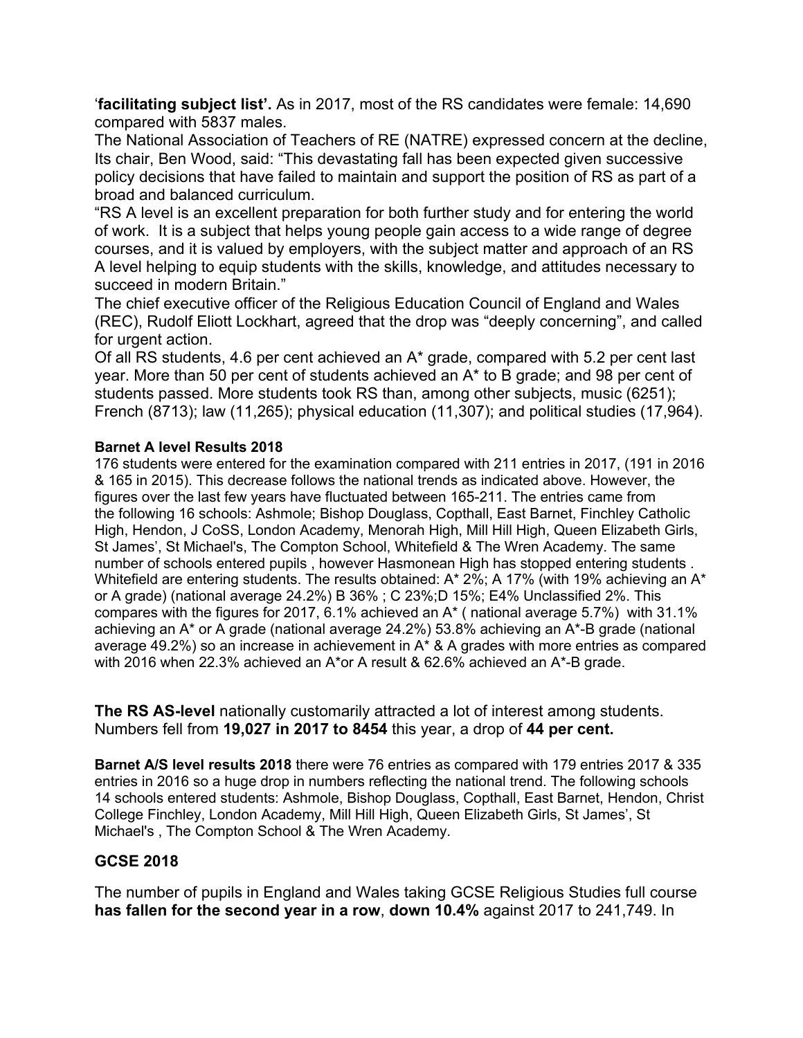‘**facilitating subject list’.** As in 2017, most of the RS candidates were female: 14,690 compared with 5837 males.

The National Association of Teachers of RE (NATRE) expressed concern at the decline, Its chair, Ben Wood, said: “This devastating fall has been expected given successive policy decisions that have failed to maintain and support the position of RS as part of a broad and balanced curriculum.

“RS A level is an excellent preparation for both further study and for entering the world of work. It is a subject that helps young people gain access to a wide range of degree courses, and it is valued by employers, with the subject matter and approach of an RS A level helping to equip students with the skills, knowledge, and attitudes necessary to succeed in modern Britain.”

The chief executive officer of the Religious Education Council of England and Wales (REC), Rudolf Eliott Lockhart, agreed that the drop was “deeply concerning”, and called for urgent action.

Of all RS students, 4.6 per cent achieved an A* grade, compared with 5.2 per cent last year. More than 50 per cent of students achieved an A* to B grade; and 98 per cent of students passed. More students took RS than, among other subjects, music (6251); French (8713); law (11,265); physical education (11,307); and political studies (17,964).

**Barnet A level Results 2018**

176 students were entered for the examination compared with 211 entries in 2017, (191 in 2016 & 165 in 2015). This decrease follows the national trends as indicated above. However, the figures over the last few years have fluctuated between 165-211. The entries came from the following 16 schools: Ashmole; Bishop Douglass, Copthall, East Barnet, Finchley Catholic High, Hendon, J CoSS, London Academy, Menorah High, Mill Hill High, Queen Elizabeth Girls, St James’, St Michael's, The Compton School, Whitefield & The Wren Academy. The same number of schools entered pupils , however Hasmonean High has stopped entering students . Whitefield are entering students. The results obtained: A* 2%; A 17% (with 19% achieving an A* or A grade) (national average 24.2%) B 36% ; C 23%;D 15%; E4% Unclassified 2%. This compares with the figures for 2017, 6.1% achieved an A* ( national average 5.7%) with 31.1% achieving an A* or A grade (national average 24.2%) 53.8% achieving an A*-B grade (national average 49.2%) so an increase in achievement in A* & A grades with more entries as compared with 2016 when 22.3% achieved an A*or A result & 62.6% achieved an A*-B grade.

**The RS AS-level** nationally customarily attracted a lot of interest among students. Numbers fell from **19,027 in 2017 to 8454** this year, a drop of **44 per cent.**

**Barnet A/S level results 2018** there were 76 entries as compared with 179 entries 2017 & 335 entries in 2016 so a huge drop in numbers reflecting the national trend. The following schools 14 schools entered students: Ashmole, Bishop Douglass, Copthall, East Barnet, Hendon, Christ College Finchley, London Academy, Mill Hill High, Queen Elizabeth Girls, St James’, St Michael's , The Compton School & The Wren Academy.

## GCSE 2018

The number of pupils in England and Wales taking GCSE Religious Studies full course **has fallen for the second year in a row**, **down 10.4%** against 2017 to 241,749. In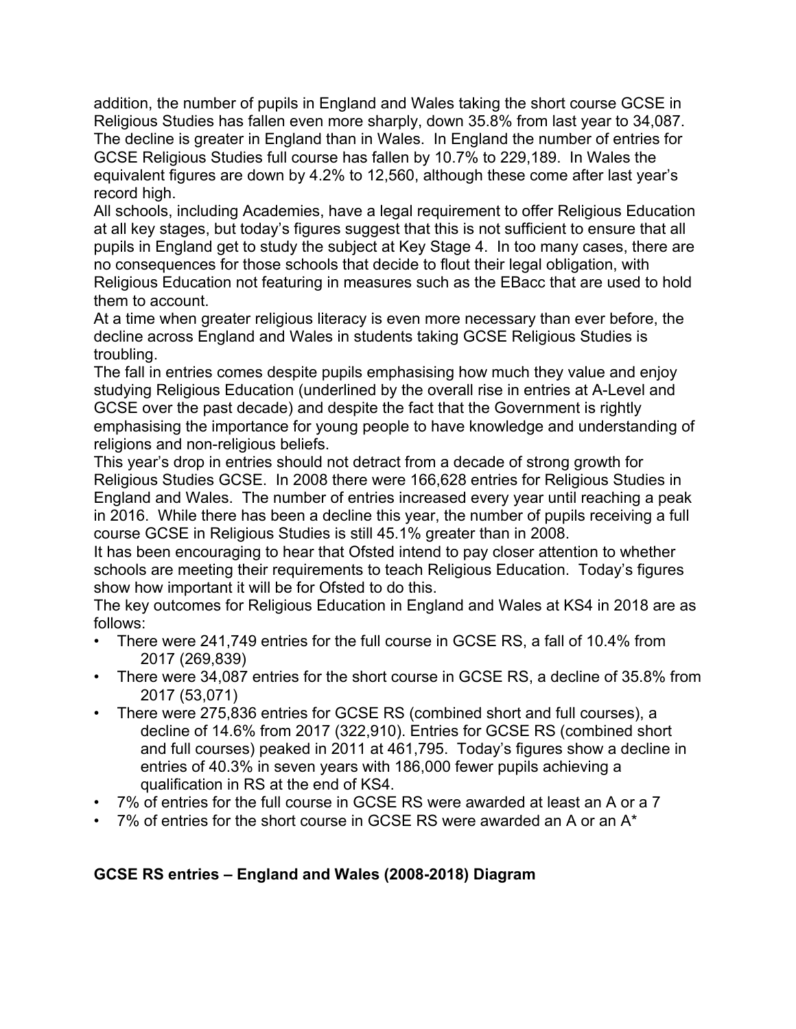addition, the number of pupils in England and Wales taking the short course GCSE in Religious Studies has fallen even more sharply, down 35.8% from last year to 34,087. The decline is greater in England than in Wales. In England the number of entries for GCSE Religious Studies full course has fallen by 10.7% to 229,189. In Wales the equivalent figures are down by 4.2% to 12,560, although these come after last year's record high.

All schools, including Academies, have a legal requirement to offer Religious Education at all key stages, but today's figures suggest that this is not sufficient to ensure that all pupils in England get to study the subject at Key Stage 4. In too many cases, there are no consequences for those schools that decide to flout their legal obligation, with Religious Education not featuring in measures such as the EBacc that are used to hold them to account.

At a time when greater religious literacy is even more necessary than ever before, the decline across England and Wales in students taking GCSE Religious Studies is troubling.

The fall in entries comes despite pupils emphasising how much they value and enjoy studying Religious Education (underlined by the overall rise in entries at A-Level and GCSE over the past decade) and despite the fact that the Government is rightly emphasising the importance for young people to have knowledge and understanding of religions and non-religious beliefs.

This year's drop in entries should not detract from a decade of strong growth for Religious Studies GCSE. In 2008 there were 166,628 entries for Religious Studies in England and Wales. The number of entries increased every year until reaching a peak in 2016. While there has been a decline this year, the number of pupils receiving a full course GCSE in Religious Studies is still 45.1% greater than in 2008.

It has been encouraging to hear that Ofsted intend to pay closer attention to whether schools are meeting their requirements to teach Religious Education. Today's figures show how important it will be for Ofsted to do this.

The key outcomes for Religious Education in England and Wales at KS4 in 2018 are as follows:

- There were 241,749 entries for the full course in GCSE RS, a fall of 10.4% from 2017 (269,839)
- There were 34,087 entries for the short course in GCSE RS, a decline of 35.8% from 2017 (53,071)
- There were 275,836 entries for GCSE RS (combined short and full courses), a decline of 14.6% from 2017 (322,910). Entries for GCSE RS (combined short and full courses) peaked in 2011 at 461,795. Today's figures show a decline in entries of 40.3% in seven years with 186,000 fewer pupils achieving a qualification in RS at the end of KS4.
- 7% of entries for the full course in GCSE RS were awarded at least an A or a 7
- 7% of entries for the short course in GCSE RS were awarded an A or an A*

**GCSE RS entries – England and Wales (2008-2018) Diagram**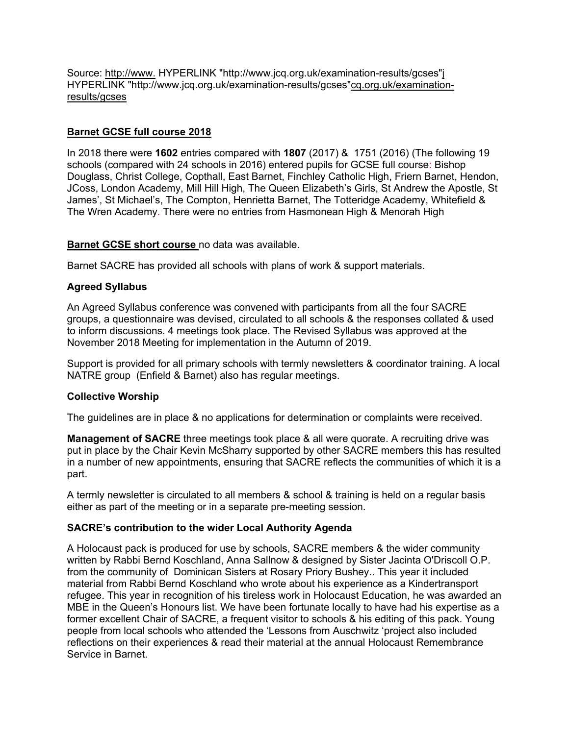Source: http://www. HYPERLINK "http://www.jcq.org.uk/examination-results/gcses"j HYPERLINK "http://www.jcq.org.uk/examination-results/gcses"cq.org.uk/examination-results/gcses

**Barnet GCSE full course 2018**

In 2018 there were **1602** entries compared with **1807** (2017) & 1751 (2016) (The following 19 schools (compared with 24 schools in 2016) entered pupils for GCSE full course: Bishop Douglass, Christ College, Copthall, East Barnet, Finchley Catholic High, Friern Barnet, Hendon, JCoss, London Academy, Mill Hill High, The Queen Elizabeth's Girls, St Andrew the Apostle, St James', St Michael's, The Compton, Henrietta Barnet, The Totteridge Academy, Whitefield & The Wren Academy. There were no entries from Hasmonean High & Menorah High

**Barnet GCSE short course** no data was available.

Barnet SACRE has provided all schools with plans of work & support materials.

**Agreed Syllabus**

An Agreed Syllabus conference was convened with participants from all the four SACRE groups, a questionnaire was devised, circulated to all schools & the responses collated & used to inform discussions. 4 meetings took place. The Revised Syllabus was approved at the November 2018 Meeting for implementation in the Autumn of 2019.

Support is provided for all primary schools with termly newsletters & coordinator training. A local NATRE group (Enfield & Barnet) also has regular meetings.

**Collective Worship**

The guidelines are in place & no applications for determination or complaints were received.

**Management of SACRE** three meetings took place & all were quorate. A recruiting drive was put in place by the Chair Kevin McSharry supported by other SACRE members this has resulted in a number of new appointments, ensuring that SACRE reflects the communities of which it is a part.

A termly newsletter is circulated to all members & school & training is held on a regular basis either as part of the meeting or in a separate pre-meeting session.

**SACRE's contribution to the wider Local Authority Agenda**

A Holocaust pack is produced for use by schools, SACRE members & the wider community written by Rabbi Bernd Koschland, Anna Sallnow & designed by Sister Jacinta O'Driscoll O.P. from the community of Dominican Sisters at Rosary Priory Bushey.. This year it included material from Rabbi Bernd Koschland who wrote about his experience as a Kindertransport refugee. This year in recognition of his tireless work in Holocaust Education, he was awarded an MBE in the Queen's Honours list. We have been fortunate locally to have had his expertise as a former excellent Chair of SACRE, a frequent visitor to schools & his editing of this pack. Young people from local schools who attended the 'Lessons from Auschwitz 'project also included reflections on their experiences & read their material at the annual Holocaust Remembrance Service in Barnet.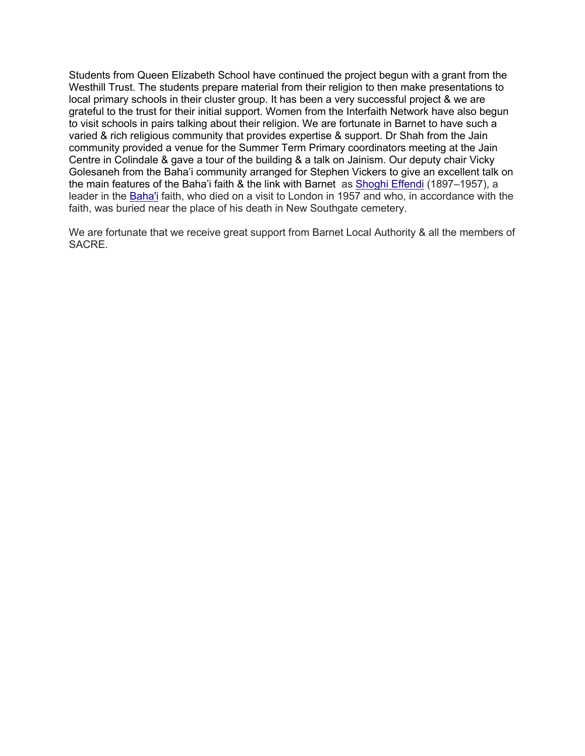Students from Queen Elizabeth School have continued the project begun with a grant from the Westhill Trust. The students prepare material from their religion to then make presentations to local primary schools in their cluster group. It has been a very successful project & we are grateful to the trust for their initial support. Women from the Interfaith Network have also begun to visit schools in pairs talking about their religion. We are fortunate in Barnet to have such a varied & rich religious community that provides expertise & support. Dr Shah from the Jain community provided a venue for the Summer Term Primary coordinators meeting at the Jain Centre in Colindale & gave a tour of the building & a talk on Jainism. Our deputy chair Vicky Golesaneh from the Baha'i community arranged for Stephen Vickers to give an excellent talk on the main features of the Baha'i faith & the link with Barnet as Shoghi Effendi (1897–1957), a leader in the Baha'i faith, who died on a visit to London in 1957 and who, in accordance with the faith, was buried near the place of his death in New Southgate cemetery.

We are fortunate that we receive great support from Barnet Local Authority & all the members of SACRE.